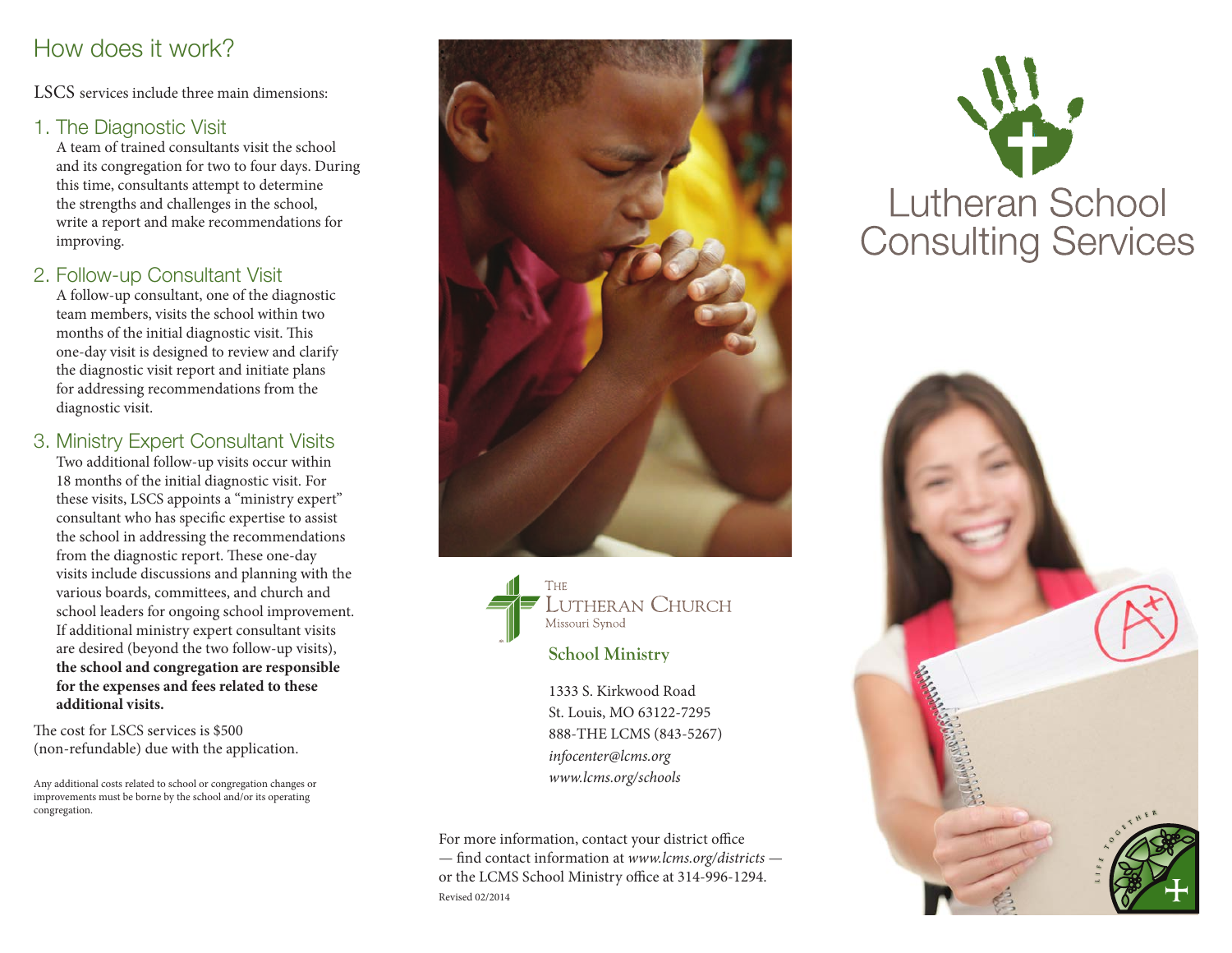## How does it work?

LSCS services include three main dimensions:

### 1. The Diagnostic Visit

A team of trained consultants visit the school and its congregation for two to four days. During this time, consultants attempt to determine the strengths and challenges in the school, write a report and make recommendations for improving.

### 2. Follow-up Consultant Visit

A follow-up consultant, one of the diagnostic team members, visits the school within two months of the initial diagnostic visit. This one-day visit is designed to review and clarify the diagnostic visit report and initiate plans for addressing recommendations from the diagnostic visit.

### 3. Ministry Expert Consultant Visits

Two additional follow-up visits occur within 18 months of the initial diagnostic visit. For these visits, LSCS appoints a "ministry expert" consultant who has specific expertise to assist the school in addressing the recommendations from the diagnostic report. These one-day visits include discussions and planning with the various boards, committees, and church and school leaders for ongoing school improvement. If additional ministry expert consultant visits are desired (beyond the two follow-up visits), **the school and congregation are responsible for the expenses and fees related to these additional visits.**

The cost for LSCS services is $500 (non-refundable) due with the application.

Any additional costs related to school or congregation changes or improvements must be borne by the school and/or its operating congregation.

The Lutheran Church
Missouri Synod

**School Ministry**

1333 S. Kirkwood Road
St. Louis, MO 63122-7295
888-THE LCMS (843-5267)
*infocenter@lcms.org*
*www.lcms.org/schools*

For more information, contact your district office — find contact information at *www.lcms.org/districts* — or the LCMS School Ministry office at 314-996-1294.

Revised 02/2014

# Lutheran School Consulting Services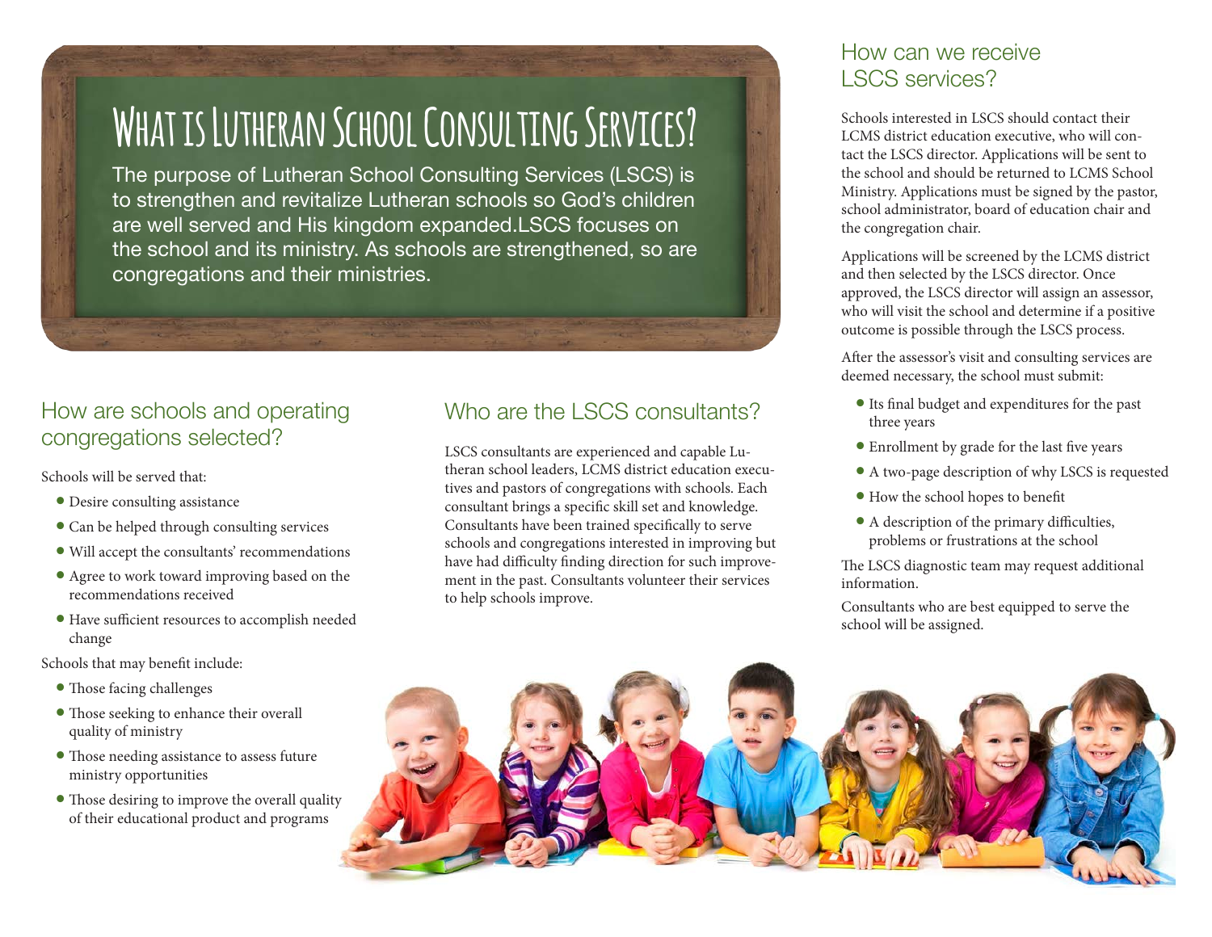# What is Lutheran School Consulting Services?

The purpose of Lutheran School Consulting Services (LSCS) is to strengthen and revitalize Lutheran schools so God's children are well served and His kingdom expanded.LSCS focuses on the school and its ministry. As schools are strengthened, so are congregations and their ministries.

## How are schools and operating congregations selected?

Schools will be served that:

- Desire consulting assistance
- Can be helped through consulting services
- Will accept the consultants' recommendations
- Agree to work toward improving based on the recommendations received
- Have sufficient resources to accomplish needed change

Schools that may benefit include:

- Those facing challenges
- Those seeking to enhance their overall quality of ministry
- Those needing assistance to assess future ministry opportunities
- Those desiring to improve the overall quality of their educational product and programs

## Who are the LSCS consultants?

LSCS consultants are experienced and capable Lutheran school leaders, LCMS district education executives and pastors of congregations with schools. Each consultant brings a specific skill set and knowledge. Consultants have been trained specifically to serve schools and congregations interested in improving but have had difficulty finding direction for such improvement in the past. Consultants volunteer their services to help schools improve.

## How can we receive LSCS services?

Schools interested in LSCS should contact their LCMS district education executive, who will contact the LSCS director. Applications will be sent to the school and should be returned to LCMS School Ministry. Applications must be signed by the pastor, school administrator, board of education chair and the congregation chair.

Applications will be screened by the LCMS district and then selected by the LSCS director. Once approved, the LSCS director will assign an assessor, who will visit the school and determine if a positive outcome is possible through the LSCS process.

After the assessor's visit and consulting services are deemed necessary, the school must submit:

- Its final budget and expenditures for the past three years
- Enrollment by grade for the last five years
- A two-page description of why LSCS is requested
- How the school hopes to benefit
- A description of the primary difficulties, problems or frustrations at the school

The LSCS diagnostic team may request additional information.

Consultants who are best equipped to serve the school will be assigned.